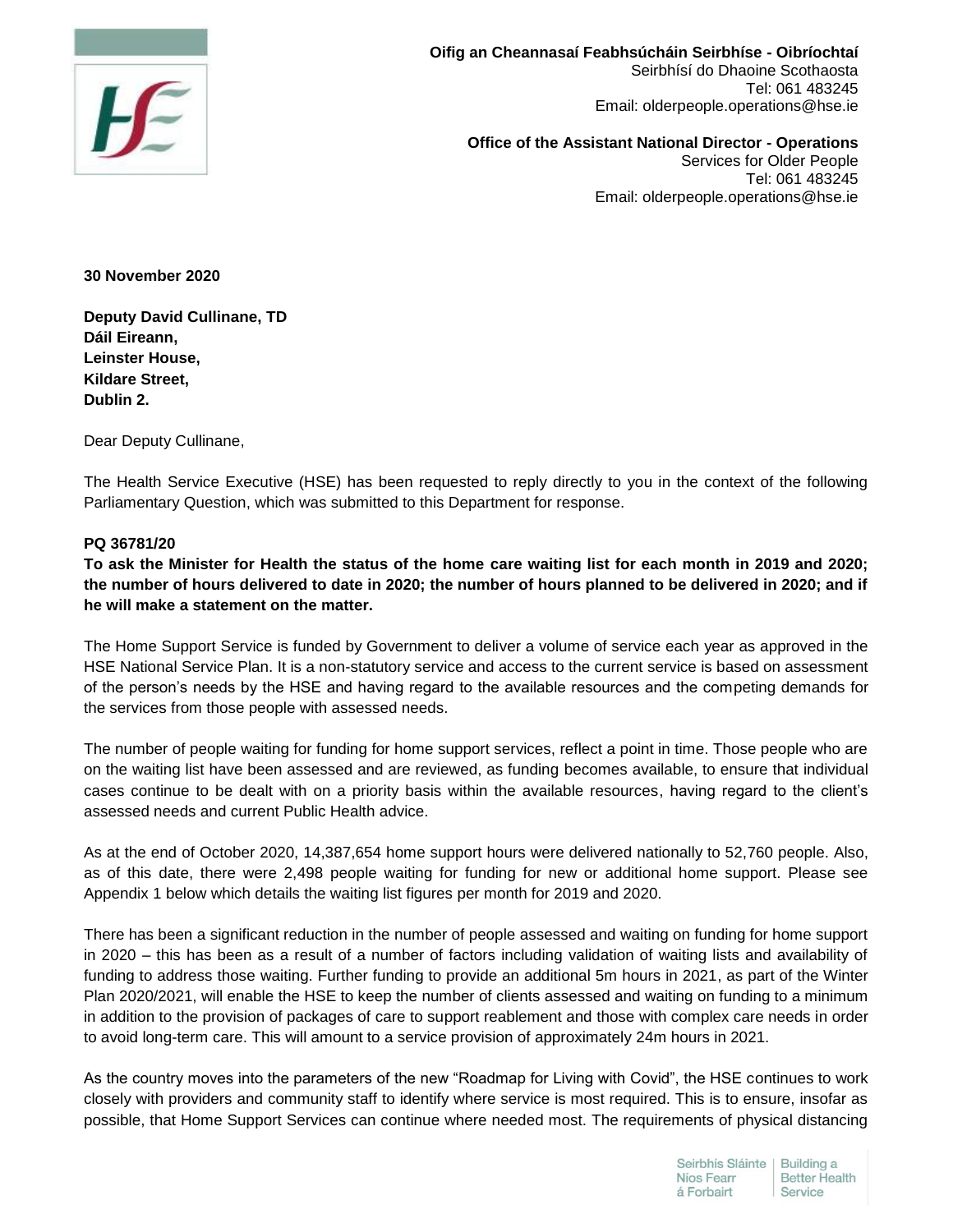**Oifig an Cheannasaí Feabhsúcháin Seirbhíse - Oibríochtaí**
Seirbhísí do Dhaoine Scothaosta
Tel: 061 483245
Email: olderpeople.operations@hse.ie

**Office of the Assistant National Director - Operations**
Services for Older People
Tel: 061 483245
Email: olderpeople.operations@hse.ie

**30 November 2020**

**Deputy David Cullinane, TD**
**Dáil Eireann,**
**Leinster House,**
**Kildare Street,**
**Dublin 2.**

Dear Deputy Cullinane,

The Health Service Executive (HSE) has been requested to reply directly to you in the context of the following Parliamentary Question, which was submitted to this Department for response.

**PQ 36781/20**

**To ask the Minister for Health the status of the home care waiting list for each month in 2019 and 2020; the number of hours delivered to date in 2020; the number of hours planned to be delivered in 2020; and if he will make a statement on the matter.**

The Home Support Service is funded by Government to deliver a volume of service each year as approved in the HSE National Service Plan. It is a non-statutory service and access to the current service is based on assessment of the person's needs by the HSE and having regard to the available resources and the competing demands for the services from those people with assessed needs.

The number of people waiting for funding for home support services, reflect a point in time. Those people who are on the waiting list have been assessed and are reviewed, as funding becomes available, to ensure that individual cases continue to be dealt with on a priority basis within the available resources, having regard to the client's assessed needs and current Public Health advice.

As at the end of October 2020, 14,387,654 home support hours were delivered nationally to 52,760 people. Also, as of this date, there were 2,498 people waiting for funding for new or additional home support. Please see Appendix 1 below which details the waiting list figures per month for 2019 and 2020.

There has been a significant reduction in the number of people assessed and waiting on funding for home support in 2020 – this has been as a result of a number of factors including validation of waiting lists and availability of funding to address those waiting. Further funding to provide an additional 5m hours in 2021, as part of the Winter Plan 2020/2021, will enable the HSE to keep the number of clients assessed and waiting on funding to a minimum in addition to the provision of packages of care to support reablement and those with complex care needs in order to avoid long-term care. This will amount to a service provision of approximately 24m hours in 2021.

As the country moves into the parameters of the new "Roadmap for Living with Covid", the HSE continues to work closely with providers and community staff to identify where service is most required. This is to ensure, insofar as possible, that Home Support Services can continue where needed most. The requirements of physical distancing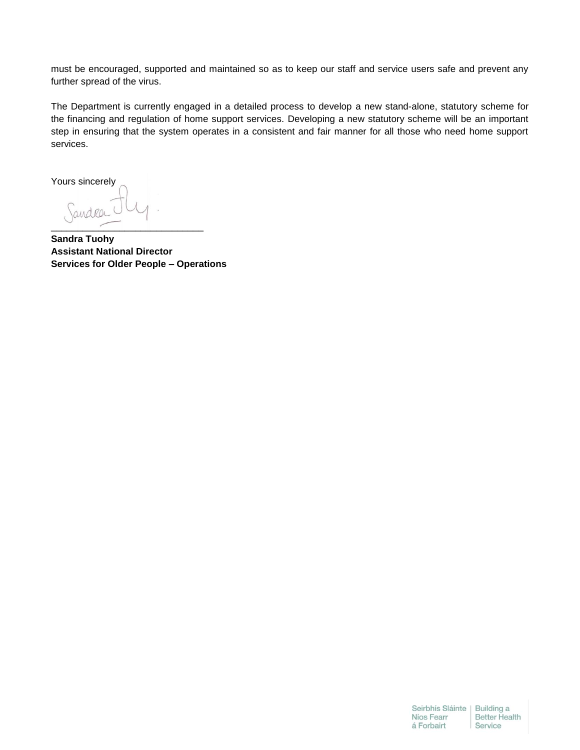must be encouraged, supported and maintained so as to keep our staff and service users safe and prevent any further spread of the virus.

The Department is currently engaged in a detailed process to develop a new stand-alone, statutory scheme for the financing and regulation of home support services. Developing a new statutory scheme will be an important step in ensuring that the system operates in a consistent and fair manner for all those who need home support services.

Yours sincerely

\_\_\_\_\_\_\_\_\_\_\_\_\_\_\_\_\_\_\_\_\_\_\_\_\_\_\_\_

**Sandra Tuohy**  
**Assistant National Director**  
**Services for Older People – Operations**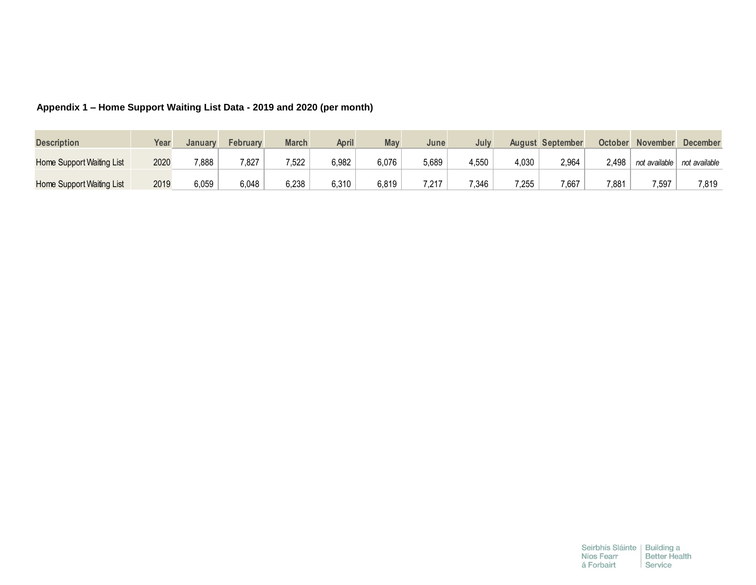**Appendix 1 – Home Support Waiting List Data - 2019 and 2020 (per month)**

| Description | Year | January | February | March | April | May | June | July | August | September | October | November | December |
|---|---|---|---|---|---|---|---|---|---|---|---|---|---|
| Home Support Waiting List | 2020 | 7,888 | 7,827 | 7,522 | 6,982 | 6,076 | 5,689 | 4,550 | 4,030 | 2,964 | 2,498 | *not available* | *not available* |
| Home Support Waiting List | 2019 | 6,059 | 6,048 | 6,238 | 6,310 | 6,819 | 7,217 | 7,346 | 7,255 | 7,667 | 7,881 | 7,597 | 7,819 |